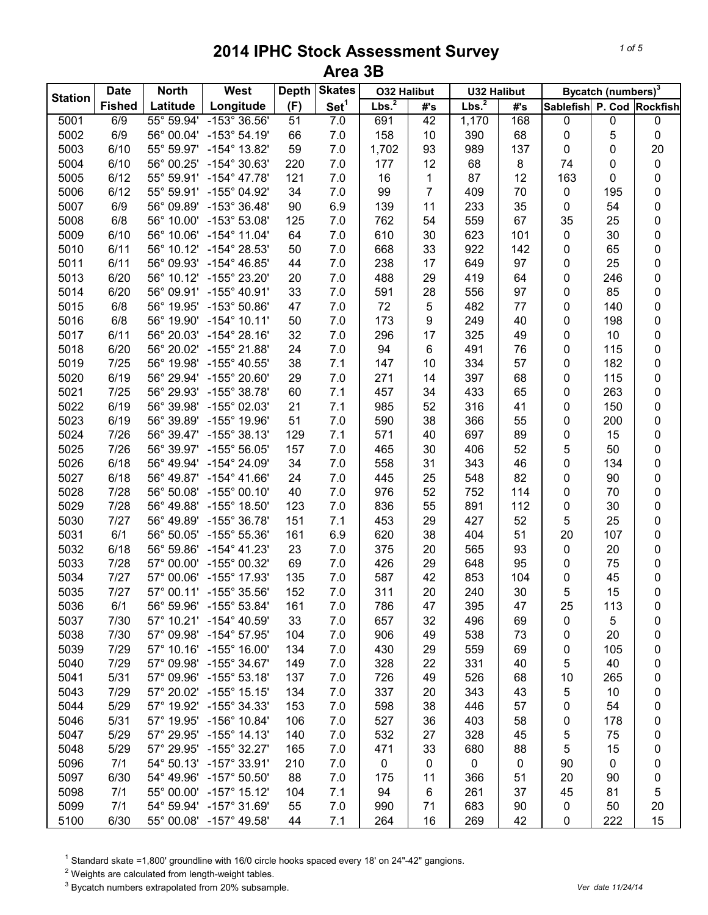# 2014 IPHC Stock Assessment Survey
## Area 3B

| Station | Date | North | West | Depth | Skates | O32 Halibut | | U32 Halibut | | Bycatch (numbers)[3] | | |
|---|---|---|---|---|---|---|---|---|---|---|---|---|
| | Fished | Latitude | Longitude | (F) | Set[1] | Lbs.[2] | #'s | Lbs.[2] | #'s | Sablefish | P. Cod | Rockfish |
| 5001 | 6/9 | 55° 59.94' | -153° 36.56' | 51 | 7.0 | 691 | 42 | 1,170 | 168 | 0 | 0 | 0 |
| 5002 | 6/9 | 56° 00.04' | -153° 54.19' | 66 | 7.0 | 158 | 10 | 390 | 68 | 0 | 5 | 0 |
| 5003 | 6/10 | 55° 59.97' | -154° 13.82' | 59 | 7.0 | 1,702 | 93 | 989 | 137 | 0 | 0 | 20 |
| 5004 | 6/10 | 56° 00.25' | -154° 30.63' | 220 | 7.0 | 177 | 12 | 68 | 8 | 74 | 0 | 0 |
| 5005 | 6/12 | 55° 59.91' | -154° 47.78' | 121 | 7.0 | 16 | 1 | 87 | 12 | 163 | 0 | 0 |
| 5006 | 6/12 | 55° 59.91' | -155° 04.92' | 34 | 7.0 | 99 | 7 | 409 | 70 | 0 | 195 | 0 |
| 5007 | 6/9 | 56° 09.89' | -153° 36.48' | 90 | 6.9 | 139 | 11 | 233 | 35 | 0 | 54 | 0 |
| 5008 | 6/8 | 56° 10.00' | -153° 53.08' | 125 | 7.0 | 762 | 54 | 559 | 67 | 35 | 25 | 0 |
| 5009 | 6/10 | 56° 10.06' | -154° 11.04' | 64 | 7.0 | 610 | 30 | 623 | 101 | 0 | 30 | 0 |
| 5010 | 6/11 | 56° 10.12' | -154° 28.53' | 50 | 7.0 | 668 | 33 | 922 | 142 | 0 | 65 | 0 |
| 5011 | 6/11 | 56° 09.93' | -154° 46.85' | 44 | 7.0 | 238 | 17 | 649 | 97 | 0 | 25 | 0 |
| 5013 | 6/20 | 56° 10.12' | -155° 23.20' | 20 | 7.0 | 488 | 29 | 419 | 64 | 0 | 246 | 0 |
| 5014 | 6/20 | 56° 09.91' | -155° 40.91' | 33 | 7.0 | 591 | 28 | 556 | 97 | 0 | 85 | 0 |
| 5015 | 6/8 | 56° 19.95' | -153° 50.86' | 47 | 7.0 | 72 | 5 | 482 | 77 | 0 | 140 | 0 |
| 5016 | 6/8 | 56° 19.90' | -154° 10.11' | 50 | 7.0 | 173 | 9 | 249 | 40 | 0 | 198 | 0 |
| 5017 | 6/11 | 56° 20.03' | -154° 28.16' | 32 | 7.0 | 296 | 17 | 325 | 49 | 0 | 10 | 0 |
| 5018 | 6/20 | 56° 20.02' | -155° 21.88' | 24 | 7.0 | 94 | 6 | 491 | 76 | 0 | 115 | 0 |
| 5019 | 7/25 | 56° 19.98' | -155° 40.55' | 38 | 7.1 | 147 | 10 | 334 | 57 | 0 | 182 | 0 |
| 5020 | 6/19 | 56° 29.94' | -155° 20.60' | 29 | 7.0 | 271 | 14 | 397 | 68 | 0 | 115 | 0 |
| 5021 | 7/25 | 56° 29.93' | -155° 38.78' | 60 | 7.1 | 457 | 34 | 433 | 65 | 0 | 263 | 0 |
| 5022 | 6/19 | 56° 39.98' | -155° 02.03' | 21 | 7.1 | 985 | 52 | 316 | 41 | 0 | 150 | 0 |
| 5023 | 6/19 | 56° 39.89' | -155° 19.96' | 51 | 7.0 | 590 | 38 | 366 | 55 | 0 | 200 | 0 |
| 5024 | 7/26 | 56° 39.47' | -155° 38.13' | 129 | 7.1 | 571 | 40 | 697 | 89 | 0 | 15 | 0 |
| 5025 | 7/26 | 56° 39.97' | -155° 56.05' | 157 | 7.0 | 465 | 30 | 406 | 52 | 5 | 50 | 0 |
| 5026 | 6/18 | 56° 49.94' | -154° 24.09' | 34 | 7.0 | 558 | 31 | 343 | 46 | 0 | 134 | 0 |
| 5027 | 6/18 | 56° 49.87' | -154° 41.66' | 24 | 7.0 | 445 | 25 | 548 | 82 | 0 | 90 | 0 |
| 5028 | 7/28 | 56° 50.08' | -155° 00.10' | 40 | 7.0 | 976 | 52 | 752 | 114 | 0 | 70 | 0 |
| 5029 | 7/28 | 56° 49.88' | -155° 18.50' | 123 | 7.0 | 836 | 55 | 891 | 112 | 0 | 30 | 0 |
| 5030 | 7/27 | 56° 49.89' | -155° 36.78' | 151 | 7.1 | 453 | 29 | 427 | 52 | 5 | 25 | 0 |
| 5031 | 6/1 | 56° 50.05' | -155° 55.36' | 161 | 6.9 | 620 | 38 | 404 | 51 | 20 | 107 | 0 |
| 5032 | 6/18 | 56° 59.86' | -154° 41.23' | 23 | 7.0 | 375 | 20 | 565 | 93 | 0 | 20 | 0 |
| 5033 | 7/28 | 57° 00.00' | -155° 00.32' | 69 | 7.0 | 426 | 29 | 648 | 95 | 0 | 75 | 0 |
| 5034 | 7/27 | 57° 00.06' | -155° 17.93' | 135 | 7.0 | 587 | 42 | 853 | 104 | 0 | 45 | 0 |
| 5035 | 7/27 | 57° 00.11' | -155° 35.56' | 152 | 7.0 | 311 | 20 | 240 | 30 | 5 | 15 | 0 |
| 5036 | 6/1 | 56° 59.96' | -155° 53.84' | 161 | 7.0 | 786 | 47 | 395 | 47 | 25 | 113 | 0 |
| 5037 | 7/30 | 57° 10.21' | -154° 40.59' | 33 | 7.0 | 657 | 32 | 496 | 69 | 0 | 5 | 0 |
| 5038 | 7/30 | 57° 09.98' | -154° 57.95' | 104 | 7.0 | 906 | 49 | 538 | 73 | 0 | 20 | 0 |
| 5039 | 7/29 | 57° 10.16' | -155° 16.00' | 134 | 7.0 | 430 | 29 | 559 | 69 | 0 | 105 | 0 |
| 5040 | 7/29 | 57° 09.98' | -155° 34.67' | 149 | 7.0 | 328 | 22 | 331 | 40 | 5 | 40 | 0 |
| 5041 | 5/31 | 57° 09.96' | -155° 53.18' | 137 | 7.0 | 726 | 49 | 526 | 68 | 10 | 265 | 0 |
| 5043 | 7/29 | 57° 20.02' | -155° 15.15' | 134 | 7.0 | 337 | 20 | 343 | 43 | 5 | 10 | 0 |
| 5044 | 5/29 | 57° 19.92' | -155° 34.33' | 153 | 7.0 | 598 | 38 | 446 | 57 | 0 | 54 | 0 |
| 5046 | 5/31 | 57° 19.95' | -156° 10.84' | 106 | 7.0 | 527 | 36 | 403 | 58 | 0 | 178 | 0 |
| 5047 | 5/29 | 57° 29.95' | -155° 14.13' | 140 | 7.0 | 532 | 27 | 328 | 45 | 5 | 75 | 0 |
| 5048 | 5/29 | 57° 29.95' | -155° 32.27' | 165 | 7.0 | 471 | 33 | 680 | 88 | 5 | 15 | 0 |
| 5096 | 7/1 | 54° 50.13' | -157° 33.91' | 210 | 7.0 | 0 | 0 | 0 | 0 | 90 | 0 | 0 |
| 5097 | 6/30 | 54° 49.96' | -157° 50.50' | 88 | 7.0 | 175 | 11 | 366 | 51 | 20 | 90 | 0 |
| 5098 | 7/1 | 55° 00.00' | -157° 15.12' | 104 | 7.1 | 94 | 6 | 261 | 37 | 45 | 81 | 5 |
| 5099 | 7/1 | 54° 59.94' | -157° 31.69' | 55 | 7.0 | 990 | 71 | 683 | 90 | 0 | 50 | 20 |
| 5100 | 6/30 | 55° 00.08' | -157° 49.58' | 44 | 7.1 | 264 | 16 | 269 | 42 | 0 | 222 | 15 |

[1] Standard skate =1,800' groundline with 16/0 circle hooks spaced every 18' on 24"-42" gangions.

[2] Weights are calculated from length-weight tables.

[3] Bycatch numbers extrapolated from 20% subsample.

Ver date 11/24/14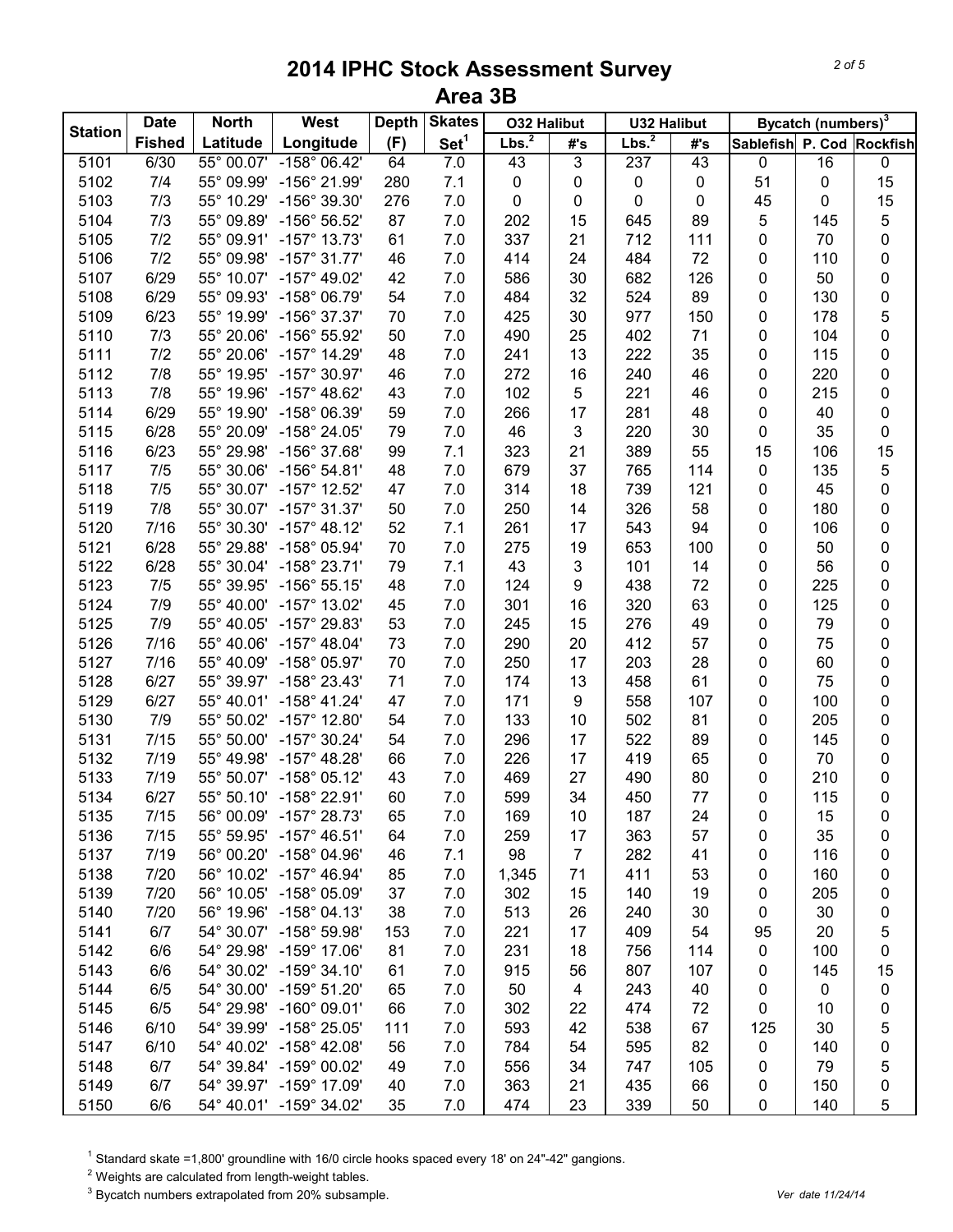# 2014 IPHC Stock Assessment Survey
## Area 3B

| Station | Date Fished | North Latitude | West Longitude | Depth (F) | Skates Set[1] | O32 Halibut Lbs.[2] | O32 Halibut #'s | U32 Halibut Lbs.[2] | U32 Halibut #'s | Bycatch (numbers)[3] Sablefish | P. Cod | Rockfish |
|---|---|---|---|---|---|---|---|---|---|---|---|---|
| 5101 | 6/30 | 55° 00.07' | -158° 06.42' | 64 | 7.0 | 43 | 3 | 237 | 43 | 0 | 16 | 0 |
| 5102 | 7/4 | 55° 09.99' | -156° 21.99' | 280 | 7.1 | 0 | 0 | 0 | 0 | 51 | 0 | 15 |
| 5103 | 7/3 | 55° 10.29' | -156° 39.30' | 276 | 7.0 | 0 | 0 | 0 | 0 | 45 | 0 | 15 |
| 5104 | 7/3 | 55° 09.89' | -156° 56.52' | 87 | 7.0 | 202 | 15 | 645 | 89 | 5 | 145 | 5 |
| 5105 | 7/2 | 55° 09.91' | -157° 13.73' | 61 | 7.0 | 337 | 21 | 712 | 111 | 0 | 70 | 0 |
| 5106 | 7/2 | 55° 09.98' | -157° 31.77' | 46 | 7.0 | 414 | 24 | 484 | 72 | 0 | 110 | 0 |
| 5107 | 6/29 | 55° 10.07' | -157° 49.02' | 42 | 7.0 | 586 | 30 | 682 | 126 | 0 | 50 | 0 |
| 5108 | 6/29 | 55° 09.93' | -158° 06.79' | 54 | 7.0 | 484 | 32 | 524 | 89 | 0 | 130 | 0 |
| 5109 | 6/23 | 55° 19.99' | -156° 37.37' | 70 | 7.0 | 425 | 30 | 977 | 150 | 0 | 178 | 5 |
| 5110 | 7/3 | 55° 20.06' | -156° 55.92' | 50 | 7.0 | 490 | 25 | 402 | 71 | 0 | 104 | 0 |
| 5111 | 7/2 | 55° 20.06' | -157° 14.29' | 48 | 7.0 | 241 | 13 | 222 | 35 | 0 | 115 | 0 |
| 5112 | 7/8 | 55° 19.95' | -157° 30.97' | 46 | 7.0 | 272 | 16 | 240 | 46 | 0 | 220 | 0 |
| 5113 | 7/8 | 55° 19.96' | -157° 48.62' | 43 | 7.0 | 102 | 5 | 221 | 46 | 0 | 215 | 0 |
| 5114 | 6/29 | 55° 19.90' | -158° 06.39' | 59 | 7.0 | 266 | 17 | 281 | 48 | 0 | 40 | 0 |
| 5115 | 6/28 | 55° 20.09' | -158° 24.05' | 79 | 7.0 | 46 | 3 | 220 | 30 | 0 | 35 | 0 |
| 5116 | 6/23 | 55° 29.98' | -156° 37.68' | 99 | 7.1 | 323 | 21 | 389 | 55 | 15 | 106 | 15 |
| 5117 | 7/5 | 55° 30.06' | -156° 54.81' | 48 | 7.0 | 679 | 37 | 765 | 114 | 0 | 135 | 5 |
| 5118 | 7/5 | 55° 30.07' | -157° 12.52' | 47 | 7.0 | 314 | 18 | 739 | 121 | 0 | 45 | 0 |
| 5119 | 7/8 | 55° 30.07' | -157° 31.37' | 50 | 7.0 | 250 | 14 | 326 | 58 | 0 | 180 | 0 |
| 5120 | 7/16 | 55° 30.30' | -157° 48.12' | 52 | 7.1 | 261 | 17 | 543 | 94 | 0 | 106 | 0 |
| 5121 | 6/28 | 55° 29.88' | -158° 05.94' | 70 | 7.0 | 275 | 19 | 653 | 100 | 0 | 50 | 0 |
| 5122 | 6/28 | 55° 30.04' | -158° 23.71' | 79 | 7.1 | 43 | 3 | 101 | 14 | 0 | 56 | 0 |
| 5123 | 7/5 | 55° 39.95' | -156° 55.15' | 48 | 7.0 | 124 | 9 | 438 | 72 | 0 | 225 | 0 |
| 5124 | 7/9 | 55° 40.00' | -157° 13.02' | 45 | 7.0 | 301 | 16 | 320 | 63 | 0 | 125 | 0 |
| 5125 | 7/9 | 55° 40.05' | -157° 29.83' | 53 | 7.0 | 245 | 15 | 276 | 49 | 0 | 79 | 0 |
| 5126 | 7/16 | 55° 40.06' | -157° 48.04' | 73 | 7.0 | 290 | 20 | 412 | 57 | 0 | 75 | 0 |
| 5127 | 7/16 | 55° 40.09' | -158° 05.97' | 70 | 7.0 | 250 | 17 | 203 | 28 | 0 | 60 | 0 |
| 5128 | 6/27 | 55° 39.97' | -158° 23.43' | 71 | 7.0 | 174 | 13 | 458 | 61 | 0 | 75 | 0 |
| 5129 | 6/27 | 55° 40.01' | -158° 41.24' | 47 | 7.0 | 171 | 9 | 558 | 107 | 0 | 100 | 0 |
| 5130 | 7/9 | 55° 50.02' | -157° 12.80' | 54 | 7.0 | 133 | 10 | 502 | 81 | 0 | 205 | 0 |
| 5131 | 7/15 | 55° 50.00' | -157° 30.24' | 54 | 7.0 | 296 | 17 | 522 | 89 | 0 | 145 | 0 |
| 5132 | 7/19 | 55° 49.98' | -157° 48.28' | 66 | 7.0 | 226 | 17 | 419 | 65 | 0 | 70 | 0 |
| 5133 | 7/19 | 55° 50.07' | -158° 05.12' | 43 | 7.0 | 469 | 27 | 490 | 80 | 0 | 210 | 0 |
| 5134 | 6/27 | 55° 50.10' | -158° 22.91' | 60 | 7.0 | 599 | 34 | 450 | 77 | 0 | 115 | 0 |
| 5135 | 7/15 | 56° 00.09' | -157° 28.73' | 65 | 7.0 | 169 | 10 | 187 | 24 | 0 | 15 | 0 |
| 5136 | 7/15 | 55° 59.95' | -157° 46.51' | 64 | 7.0 | 259 | 17 | 363 | 57 | 0 | 35 | 0 |
| 5137 | 7/19 | 56° 00.20' | -158° 04.96' | 46 | 7.1 | 98 | 7 | 282 | 41 | 0 | 116 | 0 |
| 5138 | 7/20 | 56° 10.02' | -157° 46.94' | 85 | 7.0 | 1,345 | 71 | 411 | 53 | 0 | 160 | 0 |
| 5139 | 7/20 | 56° 10.05' | -158° 05.09' | 37 | 7.0 | 302 | 15 | 140 | 19 | 0 | 205 | 0 |
| 5140 | 7/20 | 56° 19.96' | -158° 04.13' | 38 | 7.0 | 513 | 26 | 240 | 30 | 0 | 30 | 0 |
| 5141 | 6/7 | 54° 30.07' | -158° 59.98' | 153 | 7.0 | 221 | 17 | 409 | 54 | 95 | 20 | 5 |
| 5142 | 6/6 | 54° 29.98' | -159° 17.06' | 81 | 7.0 | 231 | 18 | 756 | 114 | 0 | 100 | 0 |
| 5143 | 6/6 | 54° 30.02' | -159° 34.10' | 61 | 7.0 | 915 | 56 | 807 | 107 | 0 | 145 | 15 |
| 5144 | 6/5 | 54° 30.00' | -159° 51.20' | 65 | 7.0 | 50 | 4 | 243 | 40 | 0 | 0 | 0 |
| 5145 | 6/5 | 54° 29.98' | -160° 09.01' | 66 | 7.0 | 302 | 22 | 474 | 72 | 0 | 10 | 0 |
| 5146 | 6/10 | 54° 39.99' | -158° 25.05' | 111 | 7.0 | 593 | 42 | 538 | 67 | 125 | 30 | 5 |
| 5147 | 6/10 | 54° 40.02' | -158° 42.08' | 56 | 7.0 | 784 | 54 | 595 | 82 | 0 | 140 | 0 |
| 5148 | 6/7 | 54° 39.84' | -159° 00.02' | 49 | 7.0 | 556 | 34 | 747 | 105 | 0 | 79 | 5 |
| 5149 | 6/7 | 54° 39.97' | -159° 17.09' | 40 | 7.0 | 363 | 21 | 435 | 66 | 0 | 150 | 0 |
| 5150 | 6/6 | 54° 40.01' | -159° 34.02' | 35 | 7.0 | 474 | 23 | 339 | 50 | 0 | 140 | 5 |

[1] Standard skate =1,800' groundline with 16/0 circle hooks spaced every 18' on 24"-42" gangions.

[2] Weights are calculated from length-weight tables.

[3] Bycatch numbers extrapolated from 20% subsample.

Ver date 11/24/14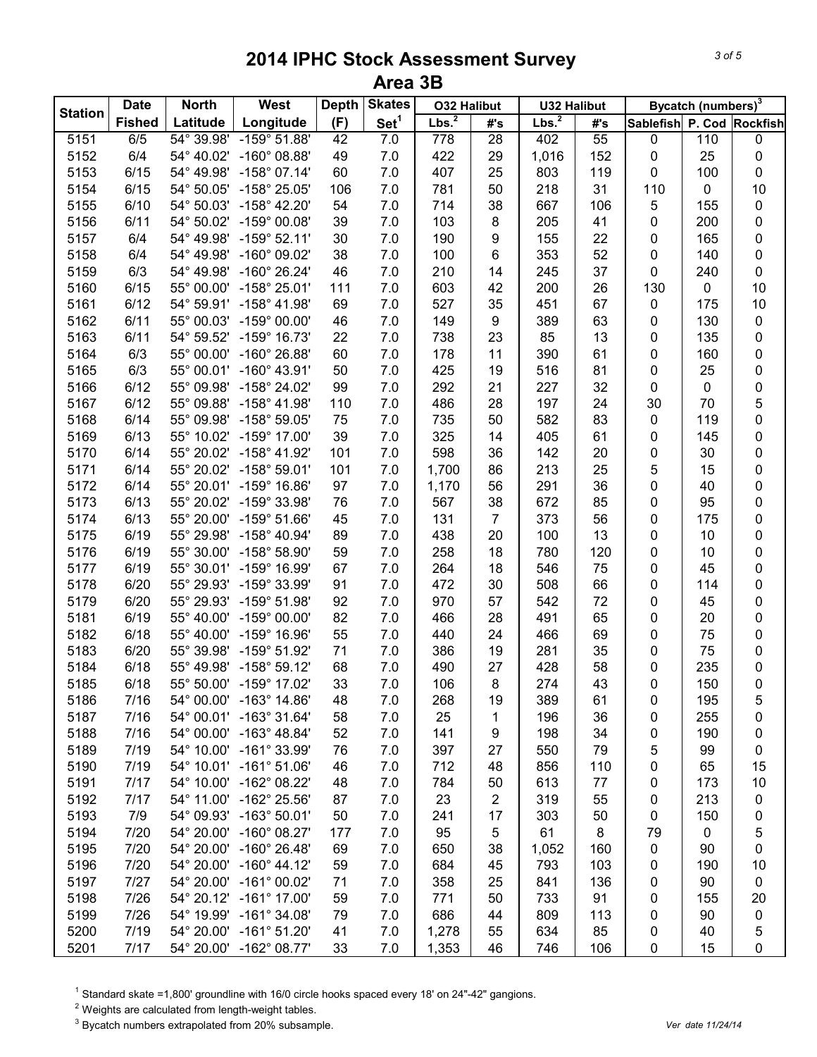# 2014 IPHC Stock Assessment Survey
## Area 3B

| Station | Date | North | West | Depth | Skates | O32 Halibut | | U32 Halibut | | Bycatch (numbers)[3] | | |
|---|---|---|---|---|---|---|---|---|---|---|---|---|
| | Fished | Latitude | Longitude | (F) | Set[1] | Lbs.[2] | #'s | Lbs.[2] | #'s | Sablefish | P. Cod | Rockfish |
| 5151 | 6/5 | 54° 39.98' | -159° 51.88' | 42 | 7.0 | 778 | 28 | 402 | 55 | 0 | 110 | 0 |
| 5152 | 6/4 | 54° 40.02' | -160° 08.88' | 49 | 7.0 | 422 | 29 | 1,016 | 152 | 0 | 25 | 0 |
| 5153 | 6/15 | 54° 49.98' | -158° 07.14' | 60 | 7.0 | 407 | 25 | 803 | 119 | 0 | 100 | 0 |
| 5154 | 6/15 | 54° 50.05' | -158° 25.05' | 106 | 7.0 | 781 | 50 | 218 | 31 | 110 | 0 | 10 |
| 5155 | 6/10 | 54° 50.03' | -158° 42.20' | 54 | 7.0 | 714 | 38 | 667 | 106 | 5 | 155 | 0 |
| 5156 | 6/11 | 54° 50.02' | -159° 00.08' | 39 | 7.0 | 103 | 8 | 205 | 41 | 0 | 200 | 0 |
| 5157 | 6/4 | 54° 49.98' | -159° 52.11' | 30 | 7.0 | 190 | 9 | 155 | 22 | 0 | 165 | 0 |
| 5158 | 6/4 | 54° 49.98' | -160° 09.02' | 38 | 7.0 | 100 | 6 | 353 | 52 | 0 | 140 | 0 |
| 5159 | 6/3 | 54° 49.98' | -160° 26.24' | 46 | 7.0 | 210 | 14 | 245 | 37 | 0 | 240 | 0 |
| 5160 | 6/15 | 55° 00.00' | -158° 25.01' | 111 | 7.0 | 603 | 42 | 200 | 26 | 130 | 0 | 10 |
| 5161 | 6/12 | 54° 59.91' | -158° 41.98' | 69 | 7.0 | 527 | 35 | 451 | 67 | 0 | 175 | 10 |
| 5162 | 6/11 | 55° 00.03' | -159° 00.00' | 46 | 7.0 | 149 | 9 | 389 | 63 | 0 | 130 | 0 |
| 5163 | 6/11 | 54° 59.52' | -159° 16.73' | 22 | 7.0 | 738 | 23 | 85 | 13 | 0 | 135 | 0 |
| 5164 | 6/3 | 55° 00.00' | -160° 26.88' | 60 | 7.0 | 178 | 11 | 390 | 61 | 0 | 160 | 0 |
| 5165 | 6/3 | 55° 00.01' | -160° 43.91' | 50 | 7.0 | 425 | 19 | 516 | 81 | 0 | 25 | 0 |
| 5166 | 6/12 | 55° 09.98' | -158° 24.02' | 99 | 7.0 | 292 | 21 | 227 | 32 | 0 | 0 | 0 |
| 5167 | 6/12 | 55° 09.88' | -158° 41.98' | 110 | 7.0 | 486 | 28 | 197 | 24 | 30 | 70 | 5 |
| 5168 | 6/14 | 55° 09.98' | -158° 59.05' | 75 | 7.0 | 735 | 50 | 582 | 83 | 0 | 119 | 0 |
| 5169 | 6/13 | 55° 10.02' | -159° 17.00' | 39 | 7.0 | 325 | 14 | 405 | 61 | 0 | 145 | 0 |
| 5170 | 6/14 | 55° 20.02' | -158° 41.92' | 101 | 7.0 | 598 | 36 | 142 | 20 | 0 | 30 | 0 |
| 5171 | 6/14 | 55° 20.02' | -158° 59.01' | 101 | 7.0 | 1,700 | 86 | 213 | 25 | 5 | 15 | 0 |
| 5172 | 6/14 | 55° 20.01' | -159° 16.86' | 97 | 7.0 | 1,170 | 56 | 291 | 36 | 0 | 40 | 0 |
| 5173 | 6/13 | 55° 20.02' | -159° 33.98' | 76 | 7.0 | 567 | 38 | 672 | 85 | 0 | 95 | 0 |
| 5174 | 6/13 | 55° 20.00' | -159° 51.66' | 45 | 7.0 | 131 | 7 | 373 | 56 | 0 | 175 | 0 |
| 5175 | 6/19 | 55° 29.98' | -158° 40.94' | 89 | 7.0 | 438 | 20 | 100 | 13 | 0 | 10 | 0 |
| 5176 | 6/19 | 55° 30.00' | -158° 58.90' | 59 | 7.0 | 258 | 18 | 780 | 120 | 0 | 10 | 0 |
| 5177 | 6/19 | 55° 30.01' | -159° 16.99' | 67 | 7.0 | 264 | 18 | 546 | 75 | 0 | 45 | 0 |
| 5178 | 6/20 | 55° 29.93' | -159° 33.99' | 91 | 7.0 | 472 | 30 | 508 | 66 | 0 | 114 | 0 |
| 5179 | 6/20 | 55° 29.93' | -159° 51.98' | 92 | 7.0 | 970 | 57 | 542 | 72 | 0 | 45 | 0 |
| 5181 | 6/19 | 55° 40.00' | -159° 00.00' | 82 | 7.0 | 466 | 28 | 491 | 65 | 0 | 20 | 0 |
| 5182 | 6/18 | 55° 40.00' | -159° 16.96' | 55 | 7.0 | 440 | 24 | 466 | 69 | 0 | 75 | 0 |
| 5183 | 6/20 | 55° 39.98' | -159° 51.92' | 71 | 7.0 | 386 | 19 | 281 | 35 | 0 | 75 | 0 |
| 5184 | 6/18 | 55° 49.98' | -158° 59.12' | 68 | 7.0 | 490 | 27 | 428 | 58 | 0 | 235 | 0 |
| 5185 | 6/18 | 55° 50.00' | -159° 17.02' | 33 | 7.0 | 106 | 8 | 274 | 43 | 0 | 150 | 0 |
| 5186 | 7/16 | 54° 00.00' | -163° 14.86' | 48 | 7.0 | 268 | 19 | 389 | 61 | 0 | 195 | 5 |
| 5187 | 7/16 | 54° 00.01' | -163° 31.64' | 58 | 7.0 | 25 | 1 | 196 | 36 | 0 | 255 | 0 |
| 5188 | 7/16 | 54° 00.00' | -163° 48.84' | 52 | 7.0 | 141 | 9 | 198 | 34 | 0 | 190 | 0 |
| 5189 | 7/19 | 54° 10.00' | -161° 33.99' | 76 | 7.0 | 397 | 27 | 550 | 79 | 5 | 99 | 0 |
| 5190 | 7/19 | 54° 10.01' | -161° 51.06' | 46 | 7.0 | 712 | 48 | 856 | 110 | 0 | 65 | 15 |
| 5191 | 7/17 | 54° 10.00' | -162° 08.22' | 48 | 7.0 | 784 | 50 | 613 | 77 | 0 | 173 | 10 |
| 5192 | 7/17 | 54° 11.00' | -162° 25.56' | 87 | 7.0 | 23 | 2 | 319 | 55 | 0 | 213 | 0 |
| 5193 | 7/9 | 54° 09.93' | -163° 50.01' | 50 | 7.0 | 241 | 17 | 303 | 50 | 0 | 150 | 0 |
| 5194 | 7/20 | 54° 20.00' | -160° 08.27' | 177 | 7.0 | 95 | 5 | 61 | 8 | 79 | 0 | 5 |
| 5195 | 7/20 | 54° 20.00' | -160° 26.48' | 69 | 7.0 | 650 | 38 | 1,052 | 160 | 0 | 90 | 0 |
| 5196 | 7/20 | 54° 20.00' | -160° 44.12' | 59 | 7.0 | 684 | 45 | 793 | 103 | 0 | 190 | 10 |
| 5197 | 7/27 | 54° 20.00' | -161° 00.02' | 71 | 7.0 | 358 | 25 | 841 | 136 | 0 | 90 | 0 |
| 5198 | 7/26 | 54° 20.12' | -161° 17.00' | 59 | 7.0 | 771 | 50 | 733 | 91 | 0 | 155 | 20 |
| 5199 | 7/26 | 54° 19.99' | -161° 34.08' | 79 | 7.0 | 686 | 44 | 809 | 113 | 0 | 90 | 0 |
| 5200 | 7/19 | 54° 20.00' | -161° 51.20' | 41 | 7.0 | 1,278 | 55 | 634 | 85 | 0 | 40 | 5 |
| 5201 | 7/17 | 54° 20.00' | -162° 08.77' | 33 | 7.0 | 1,353 | 46 | 746 | 106 | 0 | 15 | 0 |

[1] Standard skate =1,800' groundline with 16/0 circle hooks spaced every 18' on 24"-42" gangions.

[2] Weights are calculated from length-weight tables.

[3] Bycatch numbers extrapolated from 20% subsample.

*Ver date 11/24/14*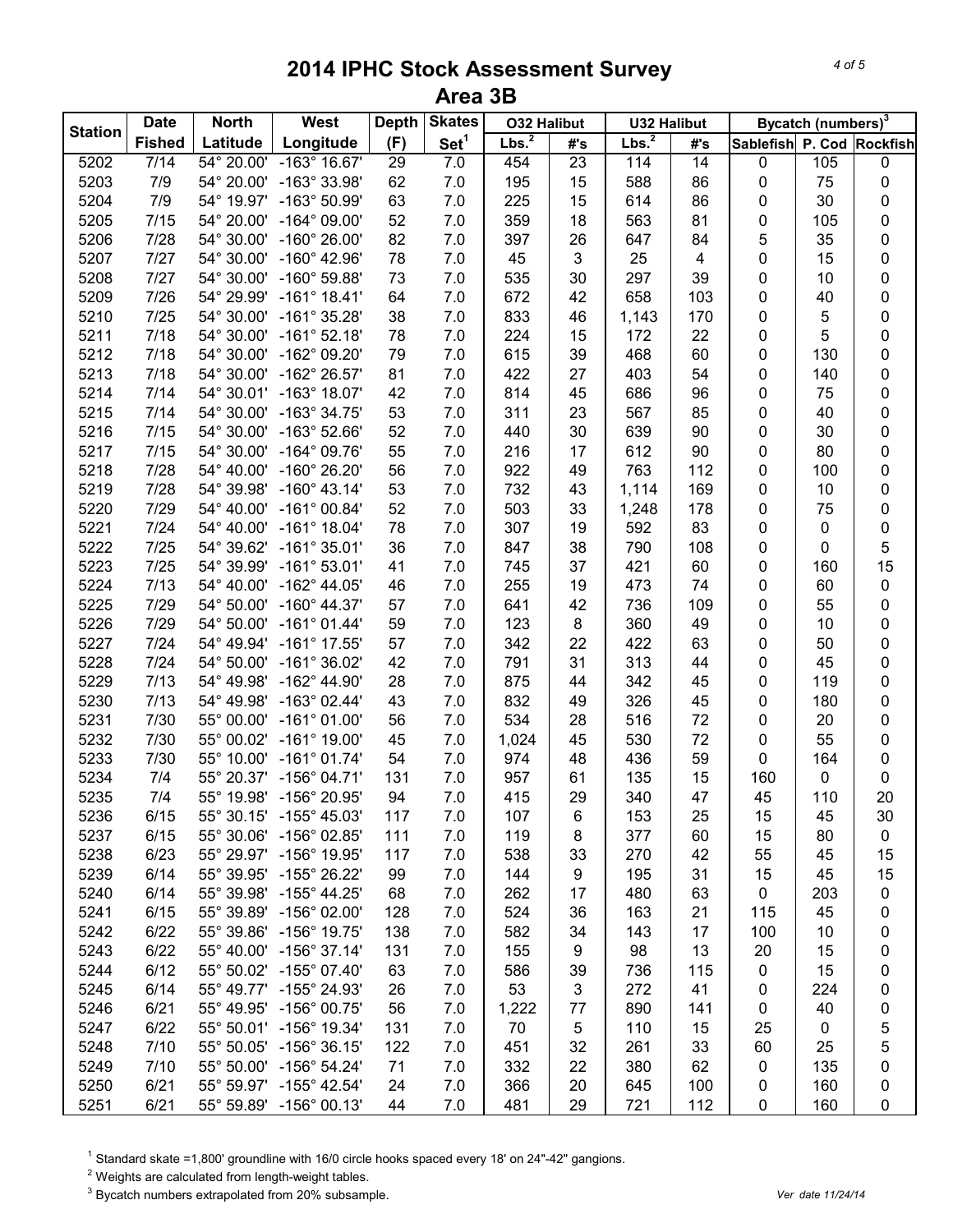# 2014 IPHC Stock Assessment Survey
## Area 3B

| Station | Date | North | West | Depth | Skates | O32 Halibut | | U32 Halibut | | Bycatch (numbers)[3] | | |
|---|---|---|---|---|---|---|---|---|---|---|---|---|
| | Fished | Latitude | Longitude | (F) | Set[1] | Lbs.[2] | #'s | Lbs.[2] | #'s | Sablefish | P. Cod | Rockfish |
| 5202 | 7/14 | 54° 20.00' | -163° 16.67' | 29 | 7.0 | 454 | 23 | 114 | 14 | 0 | 105 | 0 |
| 5203 | 7/9 | 54° 20.00' | -163° 33.98' | 62 | 7.0 | 195 | 15 | 588 | 86 | 0 | 75 | 0 |
| 5204 | 7/9 | 54° 19.97' | -163° 50.99' | 63 | 7.0 | 225 | 15 | 614 | 86 | 0 | 30 | 0 |
| 5205 | 7/15 | 54° 20.00' | -164° 09.00' | 52 | 7.0 | 359 | 18 | 563 | 81 | 0 | 105 | 0 |
| 5206 | 7/28 | 54° 30.00' | -160° 26.00' | 82 | 7.0 | 397 | 26 | 647 | 84 | 5 | 35 | 0 |
| 5207 | 7/27 | 54° 30.00' | -160° 42.96' | 78 | 7.0 | 45 | 3 | 25 | 4 | 0 | 15 | 0 |
| 5208 | 7/27 | 54° 30.00' | -160° 59.88' | 73 | 7.0 | 535 | 30 | 297 | 39 | 0 | 10 | 0 |
| 5209 | 7/26 | 54° 29.99' | -161° 18.41' | 64 | 7.0 | 672 | 42 | 658 | 103 | 0 | 40 | 0 |
| 5210 | 7/25 | 54° 30.00' | -161° 35.28' | 38 | 7.0 | 833 | 46 | 1,143 | 170 | 0 | 5 | 0 |
| 5211 | 7/18 | 54° 30.00' | -161° 52.18' | 78 | 7.0 | 224 | 15 | 172 | 22 | 0 | 5 | 0 |
| 5212 | 7/18 | 54° 30.00' | -162° 09.20' | 79 | 7.0 | 615 | 39 | 468 | 60 | 0 | 130 | 0 |
| 5213 | 7/18 | 54° 30.00' | -162° 26.57' | 81 | 7.0 | 422 | 27 | 403 | 54 | 0 | 140 | 0 |
| 5214 | 7/14 | 54° 30.01' | -163° 18.07' | 42 | 7.0 | 814 | 45 | 686 | 96 | 0 | 75 | 0 |
| 5215 | 7/14 | 54° 30.00' | -163° 34.75' | 53 | 7.0 | 311 | 23 | 567 | 85 | 0 | 40 | 0 |
| 5216 | 7/15 | 54° 30.00' | -163° 52.66' | 52 | 7.0 | 440 | 30 | 639 | 90 | 0 | 30 | 0 |
| 5217 | 7/15 | 54° 30.00' | -164° 09.76' | 55 | 7.0 | 216 | 17 | 612 | 90 | 0 | 80 | 0 |
| 5218 | 7/28 | 54° 40.00' | -160° 26.20' | 56 | 7.0 | 922 | 49 | 763 | 112 | 0 | 100 | 0 |
| 5219 | 7/28 | 54° 39.98' | -160° 43.14' | 53 | 7.0 | 732 | 43 | 1,114 | 169 | 0 | 10 | 0 |
| 5220 | 7/29 | 54° 40.00' | -161° 00.84' | 52 | 7.0 | 503 | 33 | 1,248 | 178 | 0 | 75 | 0 |
| 5221 | 7/24 | 54° 40.00' | -161° 18.04' | 78 | 7.0 | 307 | 19 | 592 | 83 | 0 | 0 | 0 |
| 5222 | 7/25 | 54° 39.62' | -161° 35.01' | 36 | 7.0 | 847 | 38 | 790 | 108 | 0 | 0 | 5 |
| 5223 | 7/25 | 54° 39.99' | -161° 53.01' | 41 | 7.0 | 745 | 37 | 421 | 60 | 0 | 160 | 15 |
| 5224 | 7/13 | 54° 40.00' | -162° 44.05' | 46 | 7.0 | 255 | 19 | 473 | 74 | 0 | 60 | 0 |
| 5225 | 7/29 | 54° 50.00' | -160° 44.37' | 57 | 7.0 | 641 | 42 | 736 | 109 | 0 | 55 | 0 |
| 5226 | 7/29 | 54° 50.00' | -161° 01.44' | 59 | 7.0 | 123 | 8 | 360 | 49 | 0 | 10 | 0 |
| 5227 | 7/24 | 54° 49.94' | -161° 17.55' | 57 | 7.0 | 342 | 22 | 422 | 63 | 0 | 50 | 0 |
| 5228 | 7/24 | 54° 50.00' | -161° 36.02' | 42 | 7.0 | 791 | 31 | 313 | 44 | 0 | 45 | 0 |
| 5229 | 7/13 | 54° 49.98' | -162° 44.90' | 28 | 7.0 | 875 | 44 | 342 | 45 | 0 | 119 | 0 |
| 5230 | 7/13 | 54° 49.98' | -163° 02.44' | 43 | 7.0 | 832 | 49 | 326 | 45 | 0 | 180 | 0 |
| 5231 | 7/30 | 55° 00.00' | -161° 01.00' | 56 | 7.0 | 534 | 28 | 516 | 72 | 0 | 20 | 0 |
| 5232 | 7/30 | 55° 00.02' | -161° 19.00' | 45 | 7.0 | 1,024 | 45 | 530 | 72 | 0 | 55 | 0 |
| 5233 | 7/30 | 55° 10.00' | -161° 01.74' | 54 | 7.0 | 974 | 48 | 436 | 59 | 0 | 164 | 0 |
| 5234 | 7/4 | 55° 20.37' | -156° 04.71' | 131 | 7.0 | 957 | 61 | 135 | 15 | 160 | 0 | 0 |
| 5235 | 7/4 | 55° 19.98' | -156° 20.95' | 94 | 7.0 | 415 | 29 | 340 | 47 | 45 | 110 | 20 |
| 5236 | 6/15 | 55° 30.15' | -155° 45.03' | 117 | 7.0 | 107 | 6 | 153 | 25 | 15 | 45 | 30 |
| 5237 | 6/15 | 55° 30.06' | -156° 02.85' | 111 | 7.0 | 119 | 8 | 377 | 60 | 15 | 80 | 0 |
| 5238 | 6/23 | 55° 29.97' | -156° 19.95' | 117 | 7.0 | 538 | 33 | 270 | 42 | 55 | 45 | 15 |
| 5239 | 6/14 | 55° 39.95' | -155° 26.22' | 99 | 7.0 | 144 | 9 | 195 | 31 | 15 | 45 | 15 |
| 5240 | 6/14 | 55° 39.98' | -155° 44.25' | 68 | 7.0 | 262 | 17 | 480 | 63 | 0 | 203 | 0 |
| 5241 | 6/15 | 55° 39.89' | -156° 02.00' | 128 | 7.0 | 524 | 36 | 163 | 21 | 115 | 45 | 0 |
| 5242 | 6/22 | 55° 39.86' | -156° 19.75' | 138 | 7.0 | 582 | 34 | 143 | 17 | 100 | 10 | 0 |
| 5243 | 6/22 | 55° 40.00' | -156° 37.14' | 131 | 7.0 | 155 | 9 | 98 | 13 | 20 | 15 | 0 |
| 5244 | 6/12 | 55° 50.02' | -155° 07.40' | 63 | 7.0 | 586 | 39 | 736 | 115 | 0 | 15 | 0 |
| 5245 | 6/14 | 55° 49.77' | -155° 24.93' | 26 | 7.0 | 53 | 3 | 272 | 41 | 0 | 224 | 0 |
| 5246 | 6/21 | 55° 49.95' | -156° 00.75' | 56 | 7.0 | 1,222 | 77 | 890 | 141 | 0 | 40 | 0 |
| 5247 | 6/22 | 55° 50.01' | -156° 19.34' | 131 | 7.0 | 70 | 5 | 110 | 15 | 25 | 0 | 5 |
| 5248 | 7/10 | 55° 50.05' | -156° 36.15' | 122 | 7.0 | 451 | 32 | 261 | 33 | 60 | 25 | 5 |
| 5249 | 7/10 | 55° 50.00' | -156° 54.24' | 71 | 7.0 | 332 | 22 | 380 | 62 | 0 | 135 | 0 |
| 5250 | 6/21 | 55° 59.97' | -155° 42.54' | 24 | 7.0 | 366 | 20 | 645 | 100 | 0 | 160 | 0 |
| 5251 | 6/21 | 55° 59.89' | -156° 00.13' | 44 | 7.0 | 481 | 29 | 721 | 112 | 0 | 160 | 0 |

[1] Standard skate =1,800' groundline with 16/0 circle hooks spaced every 18' on 24"-42" gangions.

[2] Weights are calculated from length-weight tables.

[3] Bycatch numbers extrapolated from 20% subsample.

Ver date 11/24/14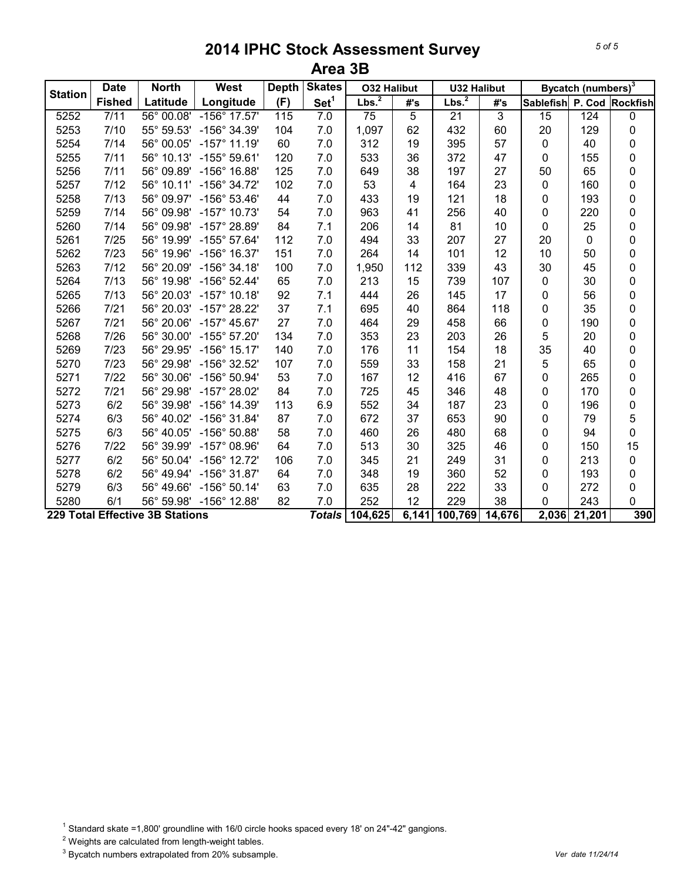# 2014 IPHC Stock Assessment Survey
## Area 3B

| Station | Date | North | West | Depth | Skates | O32 Halibut | | U32 Halibut | | Bycatch (numbers)[3] | | |
|---|---|---|---|---|---|---|---|---|---|---|---|---|
| | Fished | Latitude | Longitude | (F) | Set[1] | Lbs.[2] | #'s | Lbs.[2] | #'s | Sablefish | P. Cod | Rockfish |
| 5252 | 7/11 | 56° 00.08' | -156° 17.57' | 115 | 7.0 | 75 | 5 | 21 | 3 | 15 | 124 | 0 |
| 5253 | 7/10 | 55° 59.53' | -156° 34.39' | 104 | 7.0 | 1,097 | 62 | 432 | 60 | 20 | 129 | 0 |
| 5254 | 7/14 | 56° 00.05' | -157° 11.19' | 60 | 7.0 | 312 | 19 | 395 | 57 | 0 | 40 | 0 |
| 5255 | 7/11 | 56° 10.13' | -155° 59.61' | 120 | 7.0 | 533 | 36 | 372 | 47 | 0 | 155 | 0 |
| 5256 | 7/11 | 56° 09.89' | -156° 16.88' | 125 | 7.0 | 649 | 38 | 197 | 27 | 50 | 65 | 0 |
| 5257 | 7/12 | 56° 10.11' | -156° 34.72' | 102 | 7.0 | 53 | 4 | 164 | 23 | 0 | 160 | 0 |
| 5258 | 7/13 | 56° 09.97' | -156° 53.46' | 44 | 7.0 | 433 | 19 | 121 | 18 | 0 | 193 | 0 |
| 5259 | 7/14 | 56° 09.98' | -157° 10.73' | 54 | 7.0 | 963 | 41 | 256 | 40 | 0 | 220 | 0 |
| 5260 | 7/14 | 56° 09.98' | -157° 28.89' | 84 | 7.1 | 206 | 14 | 81 | 10 | 0 | 25 | 0 |
| 5261 | 7/25 | 56° 19.99' | -155° 57.64' | 112 | 7.0 | 494 | 33 | 207 | 27 | 20 | 0 | 0 |
| 5262 | 7/23 | 56° 19.96' | -156° 16.37' | 151 | 7.0 | 264 | 14 | 101 | 12 | 10 | 50 | 0 |
| 5263 | 7/12 | 56° 20.09' | -156° 34.18' | 100 | 7.0 | 1,950 | 112 | 339 | 43 | 30 | 45 | 0 |
| 5264 | 7/13 | 56° 19.98' | -156° 52.44' | 65 | 7.0 | 213 | 15 | 739 | 107 | 0 | 30 | 0 |
| 5265 | 7/13 | 56° 20.03' | -157° 10.18' | 92 | 7.1 | 444 | 26 | 145 | 17 | 0 | 56 | 0 |
| 5266 | 7/21 | 56° 20.03' | -157° 28.22' | 37 | 7.1 | 695 | 40 | 864 | 118 | 0 | 35 | 0 |
| 5267 | 7/21 | 56° 20.06' | -157° 45.67' | 27 | 7.0 | 464 | 29 | 458 | 66 | 0 | 190 | 0 |
| 5268 | 7/26 | 56° 30.00' | -155° 57.20' | 134 | 7.0 | 353 | 23 | 203 | 26 | 5 | 20 | 0 |
| 5269 | 7/23 | 56° 29.95' | -156° 15.17' | 140 | 7.0 | 176 | 11 | 154 | 18 | 35 | 40 | 0 |
| 5270 | 7/23 | 56° 29.98' | -156° 32.52' | 107 | 7.0 | 559 | 33 | 158 | 21 | 5 | 65 | 0 |
| 5271 | 7/22 | 56° 30.06' | -156° 50.94' | 53 | 7.0 | 167 | 12 | 416 | 67 | 0 | 265 | 0 |
| 5272 | 7/21 | 56° 29.98' | -157° 28.02' | 84 | 7.0 | 725 | 45 | 346 | 48 | 0 | 170 | 0 |
| 5273 | 6/2 | 56° 39.98' | -156° 14.39' | 113 | 6.9 | 552 | 34 | 187 | 23 | 0 | 196 | 0 |
| 5274 | 6/3 | 56° 40.02' | -156° 31.84' | 87 | 7.0 | 672 | 37 | 653 | 90 | 0 | 79 | 5 |
| 5275 | 6/3 | 56° 40.05' | -156° 50.88' | 58 | 7.0 | 460 | 26 | 480 | 68 | 0 | 94 | 0 |
| 5276 | 7/22 | 56° 39.99' | -157° 08.96' | 64 | 7.0 | 513 | 30 | 325 | 46 | 0 | 150 | 15 |
| 5277 | 6/2 | 56° 50.04' | -156° 12.72' | 106 | 7.0 | 345 | 21 | 249 | 31 | 0 | 213 | 0 |
| 5278 | 6/2 | 56° 49.94' | -156° 31.87' | 64 | 7.0 | 348 | 19 | 360 | 52 | 0 | 193 | 0 |
| 5279 | 6/3 | 56° 49.66' | -156° 50.14' | 63 | 7.0 | 635 | 28 | 222 | 33 | 0 | 272 | 0 |
| 5280 | 6/1 | 56° 59.98' | -156° 12.88' | 82 | 7.0 | 252 | 12 | 229 | 38 | 0 | 243 | 0 |
| **229 Total Effective 3B Stations** | | | | | ***Totals*** | **104,625** | **6,141** | **100,769** | **14,676** | **2,036** | **21,201** | **390** |

[1] Standard skate =1,800' groundline with 16/0 circle hooks spaced every 18' on 24"-42" gangions.

[2] Weights are calculated from length-weight tables.

[3] Bycatch numbers extrapolated from 20% subsample.

*Ver date 11/24/14*